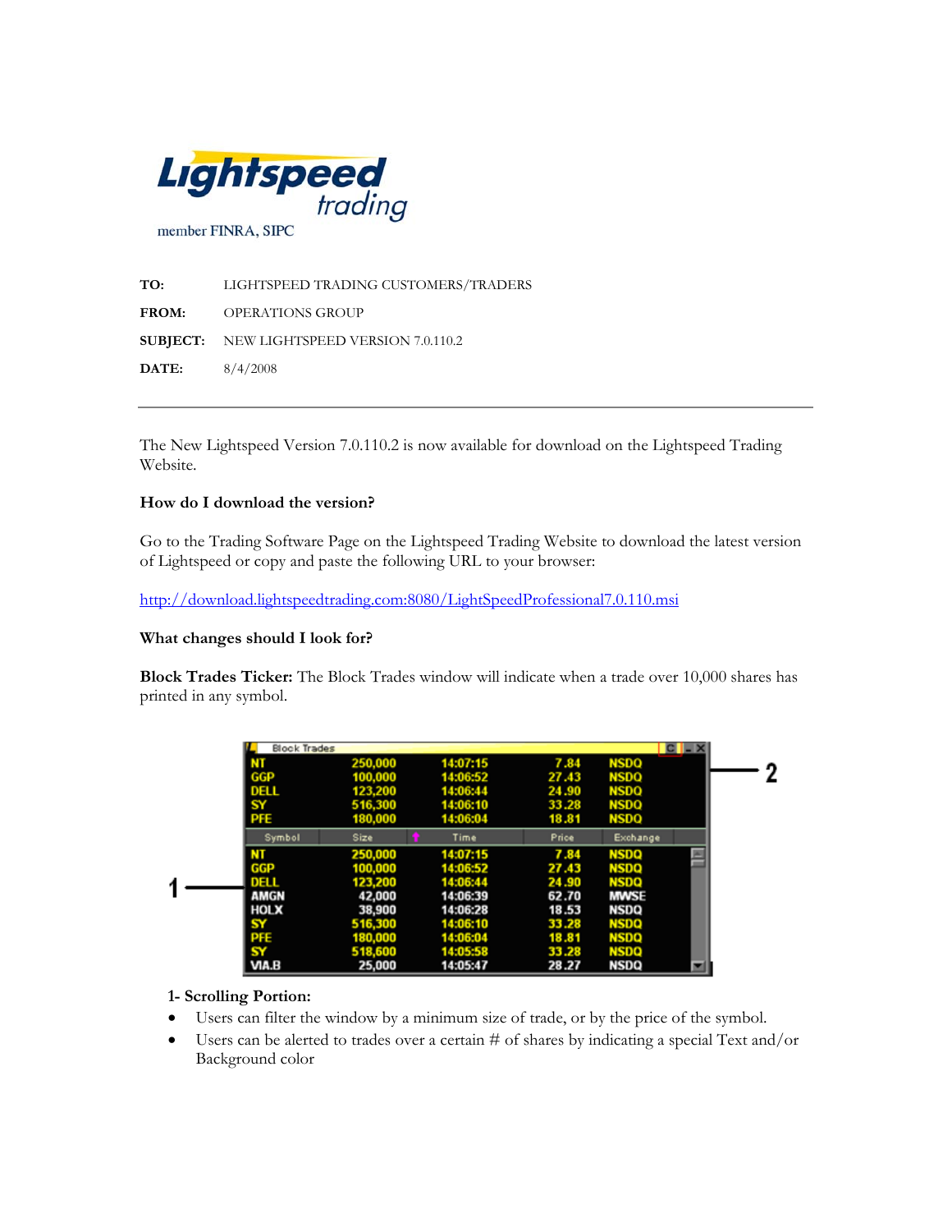**Lightspeed trading**

member FINRA, SIPC

**TO:** LIGHTSPEED TRADING CUSTOMERS/TRADERS

**FROM:** OPERATIONS GROUP

**SUBJECT:** NEW LIGHTSPEED VERSION 7.0.110.2

**DATE:** 8/4/2008

---

The New Lightspeed Version 7.0.110.2 is now available for download on the Lightspeed Trading Website.

**How do I download the version?**

Go to the Trading Software Page on the Lightspeed Trading Website to download the latest version of Lightspeed or copy and paste the following URL to your browser:

http://download.lightspeedtrading.com:8080/LightSpeedProfessional7.0.110.msi

**What changes should I look for?**

**Block Trades Ticker:** The Block Trades window will indicate when a trade over 10,000 shares has printed in any symbol.

Block Trades

| NT | 250,000 | 14:07:15 | 7.84 | NSDQ |
|---|---|---|---|---|
| GGP | 100,000 | 14:06:52 | 27.43 | NSDQ |
| DELL | 123,200 | 14:06:44 | 24.90 | NSDQ |
| SY | 516,300 | 14:06:10 | 33.28 | NSDQ |
| PFE | 180,000 | 14:06:04 | 18.81 | NSDQ |

| Symbol | Size | Time | Price | Exchange |
|---|---|---|---|---|
| NT | 250,000 | 14:07:15 | 7.84 | NSDQ |
| GGP | 100,000 | 14:06:52 | 27.43 | NSDQ |
| DELL | 123,200 | 14:06:44 | 24.90 | NSDQ |
| AMGN | 42,000 | 14:06:39 | 62.70 | MWSE |
| HOLX | 38,900 | 14:06:28 | 18.53 | NSDQ |
| SY | 516,300 | 14:06:10 | 33.28 | NSDQ |
| PFE | 180,000 | 14:06:04 | 18.81 | NSDQ |
| SY | 518,600 | 14:05:58 | 33.28 | NSDQ |
| VIA.B | 25,000 | 14:05:47 | 28.27 | NSDQ |

**1- Scrolling Portion:**

- Users can filter the window by a minimum size of trade, or by the price of the symbol.
- Users can be alerted to trades over a certain # of shares by indicating a special Text and/or Background color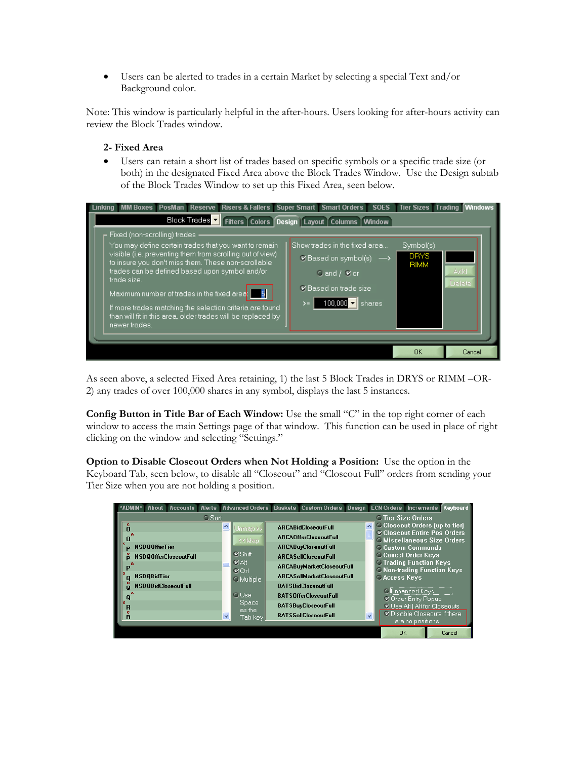- Users can be alerted to trades in a certain Market by selecting a special Text and/or Background color.

Note: This window is particularly helpful in the after-hours. Users looking for after-hours activity can review the Block Trades window.

**2- Fixed Area**

- Users can retain a short list of trades based on specific symbols or a specific trade size (or both) in the designated Fixed Area above the Block Trades Window. Use the Design subtab of the Block Trades Window to set up this Fixed Area, seen below.

As seen above, a selected Fixed Area retaining, 1) the last 5 Block Trades in DRYS or RIMM –OR- 2) any trades of over 100,000 shares in any symbol, displays the last 5 instances.

**Config Button in Title Bar of Each Window:** Use the small "C" in the top right corner of each window to access the main Settings page of that window. This function can be used in place of right clicking on the window and selecting "Settings."

**Option to Disable Closeout Orders when Not Holding a Position:** Use the option in the Keyboard Tab, seen below, to disable all "Closeout" and "Closeout Full" orders from sending your Tier Size when you are not holding a position.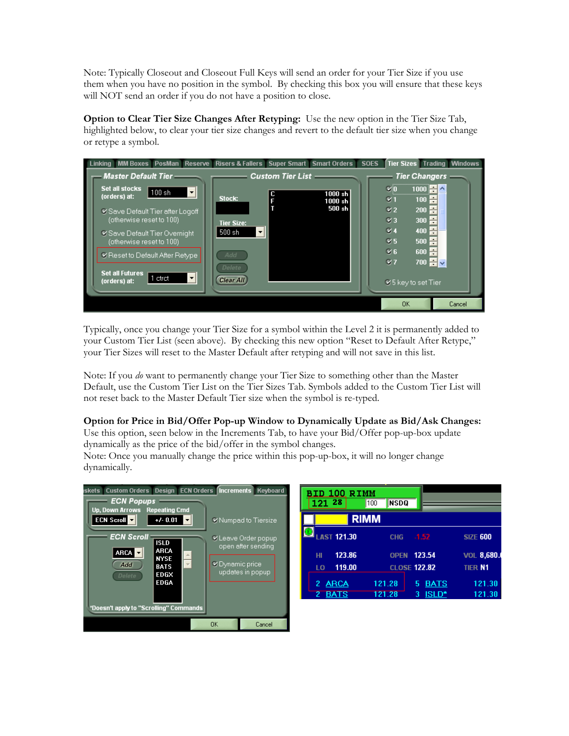Note: Typically Closeout and Closeout Full Keys will send an order for your Tier Size if you use them when you have no position in the symbol. By checking this box you will ensure that these keys will NOT send an order if you do not have a position to close.

**Option to Clear Tier Size Changes After Retyping:** Use the new option in the Tier Size Tab, highlighted below, to clear your tier size changes and revert to the default tier size when you change or retype a symbol.

Typically, once you change your Tier Size for a symbol within the Level 2 it is permanently added to your Custom Tier List (seen above). By checking this new option "Reset to Default After Retype," your Tier Sizes will reset to the Master Default after retyping and will not save in this list.

Note: If you *do* want to permanently change your Tier Size to something other than the Master Default, use the Custom Tier List on the Tier Sizes Tab. Symbols added to the Custom Tier List will not reset back to the Master Default Tier size when the symbol is re-typed.

**Option for Price in Bid/Offer Pop-up Window to Dynamically Update as Bid/Ask Changes:** Use this option, seen below in the Increments Tab, to have your Bid/Offer pop-up-box update dynamically as the price of the bid/offer in the symbol changes.
Note: Once you manually change the price within this pop-up-box, it will no longer change dynamically.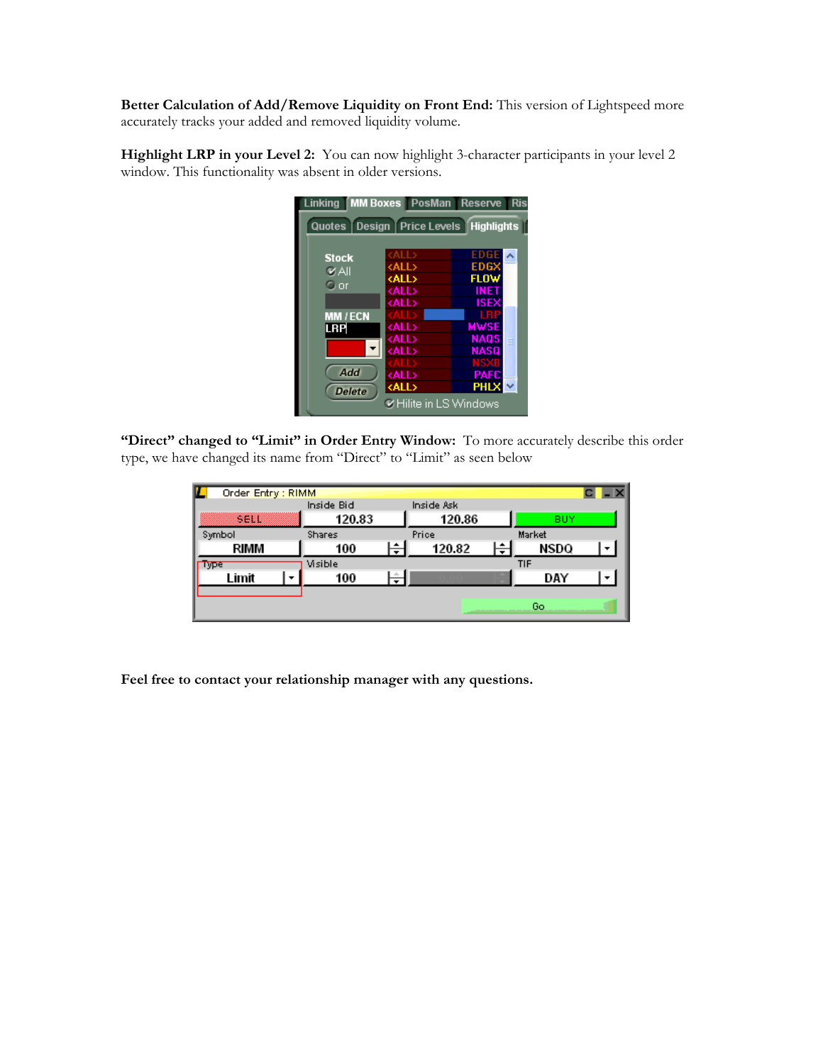**Better Calculation of Add/Remove Liquidity on Front End:** This version of Lightspeed more accurately tracks your added and removed liquidity volume.

**Highlight LRP in your Level 2:** You can now highlight 3-character participants in your level 2 window. This functionality was absent in older versions.

**"Direct" changed to "Limit" in Order Entry Window:** To more accurately describe this order type, we have changed its name from "Direct" to "Limit" as seen below

**Feel free to contact your relationship manager with any questions.**